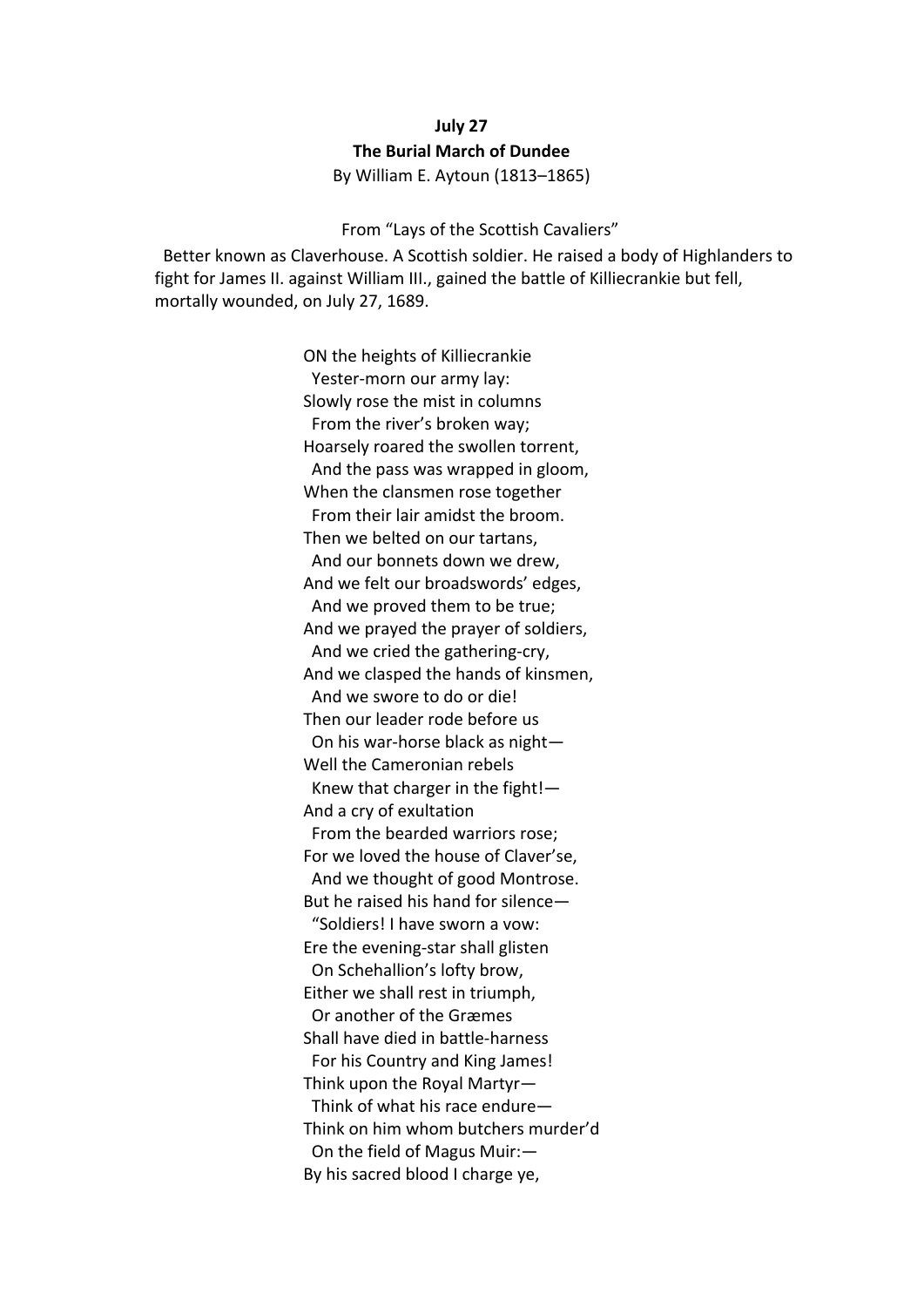**July 27**

**The Burial March of Dundee**

By William E. Aytoun (1813–1865)

From "Lays of the Scottish Cavaliers"

Better known as Claverhouse. A Scottish soldier. He raised a body of Highlanders to fight for James II. against William III., gained the battle of Killiecrankie but fell, mortally wounded, on July 27, 1689.

ON the heights of Killiecrankie  
  Yester-morn our army lay:  
Slowly rose the mist in columns  
  From the river's broken way;  
Hoarsely roared the swollen torrent,  
  And the pass was wrapped in gloom,  
When the clansmen rose together  
  From their lair amidst the broom.  
Then we belted on our tartans,  
  And our bonnets down we drew,  
And we felt our broadswords' edges,  
  And we proved them to be true;  
And we prayed the prayer of soldiers,  
  And we cried the gathering-cry,  
And we clasped the hands of kinsmen,  
  And we swore to do or die!  
Then our leader rode before us  
  On his war-horse black as night—  
Well the Cameronian rebels  
  Knew that charger in the fight!—  
And a cry of exultation  
  From the bearded warriors rose;  
For we loved the house of Claver'se,  
  And we thought of good Montrose.  
But he raised his hand for silence—  
  "Soldiers! I have sworn a vow:  
Ere the evening-star shall glisten  
  On Schehallion's lofty brow,  
Either we shall rest in triumph,  
  Or another of the Græmes  
Shall have died in battle-harness  
  For his Country and King James!  
Think upon the Royal Martyr—  
  Think of what his race endure—  
Think on him whom butchers murder'd  
  On the field of Magus Muir:—  
By his sacred blood I charge ye,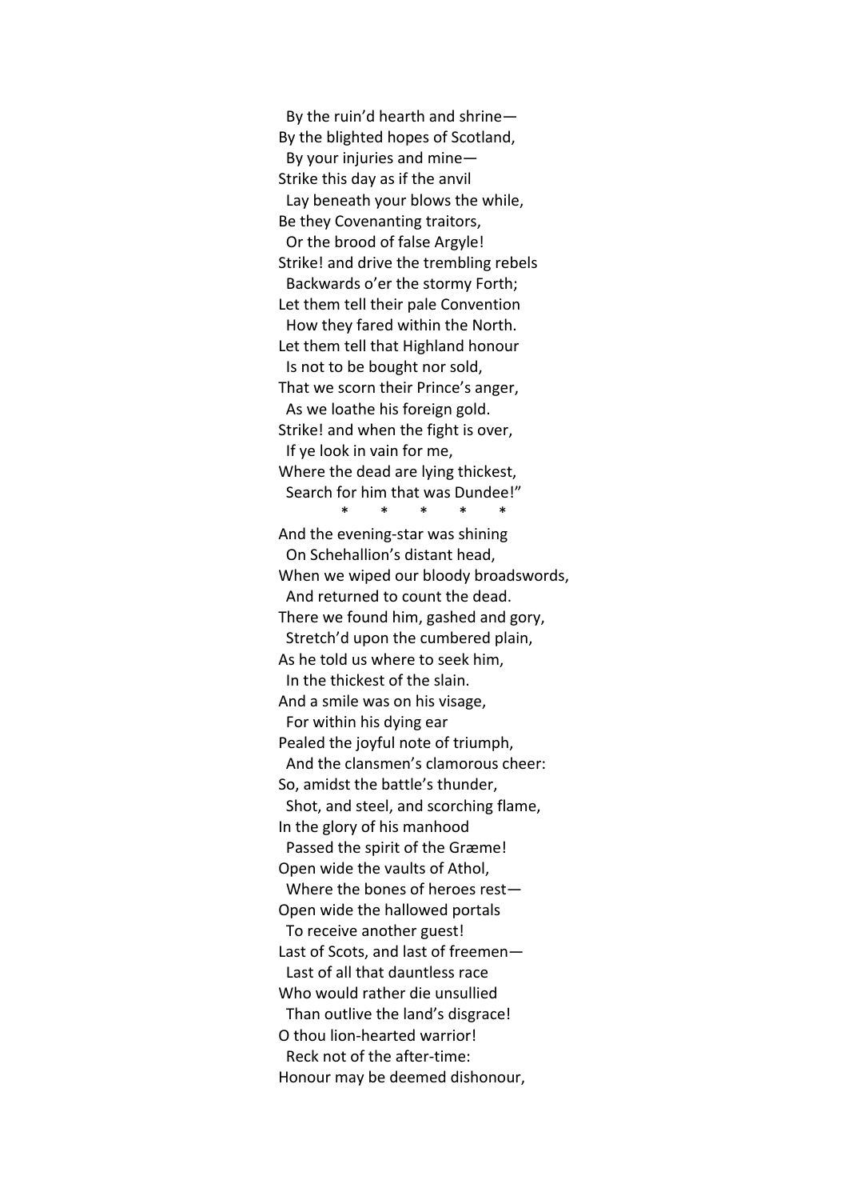By the ruin'd hearth and shrine—
By the blighted hopes of Scotland,
By your injuries and mine—
Strike this day as if the anvil
Lay beneath your blows the while,
Be they Covenanting traitors,
Or the brood of false Argyle!
Strike! and drive the trembling rebels
Backwards o'er the stormy Forth;
Let them tell their pale Convention
How they fared within the North.
Let them tell that Highland honour
Is not to be bought nor sold,
That we scorn their Prince's anger,
As we loathe his foreign gold.
Strike! and when the fight is over,
If ye look in vain for me,
Where the dead are lying thickest,
Search for him that was Dundee!"

\*  \*  \*  \*  \*

And the evening-star was shining
On Schehallion's distant head,
When we wiped our bloody broadswords,
And returned to count the dead.
There we found him, gashed and gory,
Stretch'd upon the cumbered plain,
As he told us where to seek him,
In the thickest of the slain.
And a smile was on his visage,
For within his dying ear
Pealed the joyful note of triumph,
And the clansmen's clamorous cheer:
So, amidst the battle's thunder,
Shot, and steel, and scorching flame,
In the glory of his manhood
Passed the spirit of the Græme!
Open wide the vaults of Athol,
Where the bones of heroes rest—
Open wide the hallowed portals
To receive another guest!
Last of Scots, and last of freemen—
Last of all that dauntless race
Who would rather die unsullied
Than outlive the land's disgrace!
O thou lion-hearted warrior!
Reck not of the after-time:
Honour may be deemed dishonour,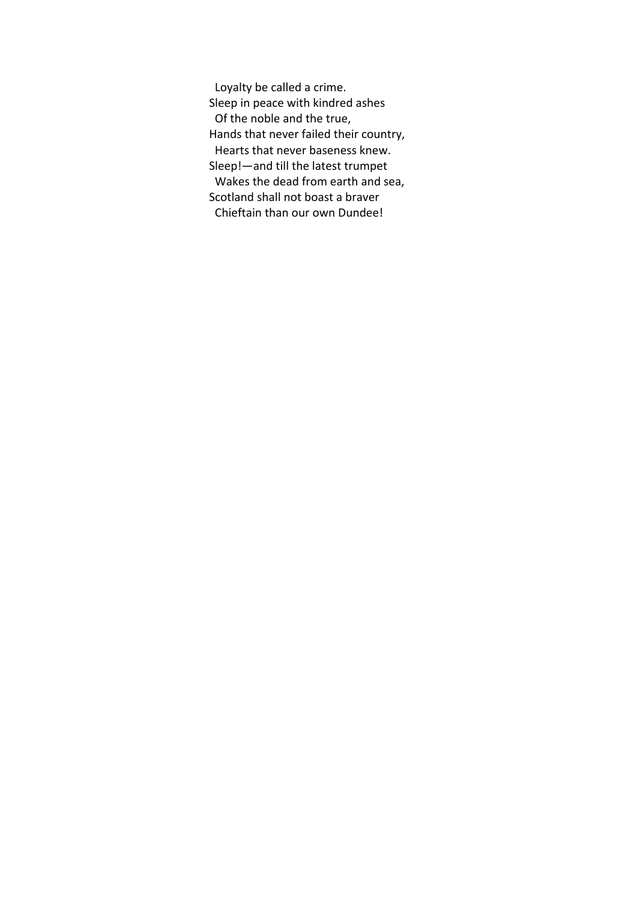Loyalty be called a crime.
Sleep in peace with kindred ashes
  Of the noble and the true,
Hands that never failed their country,
  Hearts that never baseness knew.
Sleep!—and till the latest trumpet
  Wakes the dead from earth and sea,
Scotland shall not boast a braver
  Chieftain than our own Dundee!